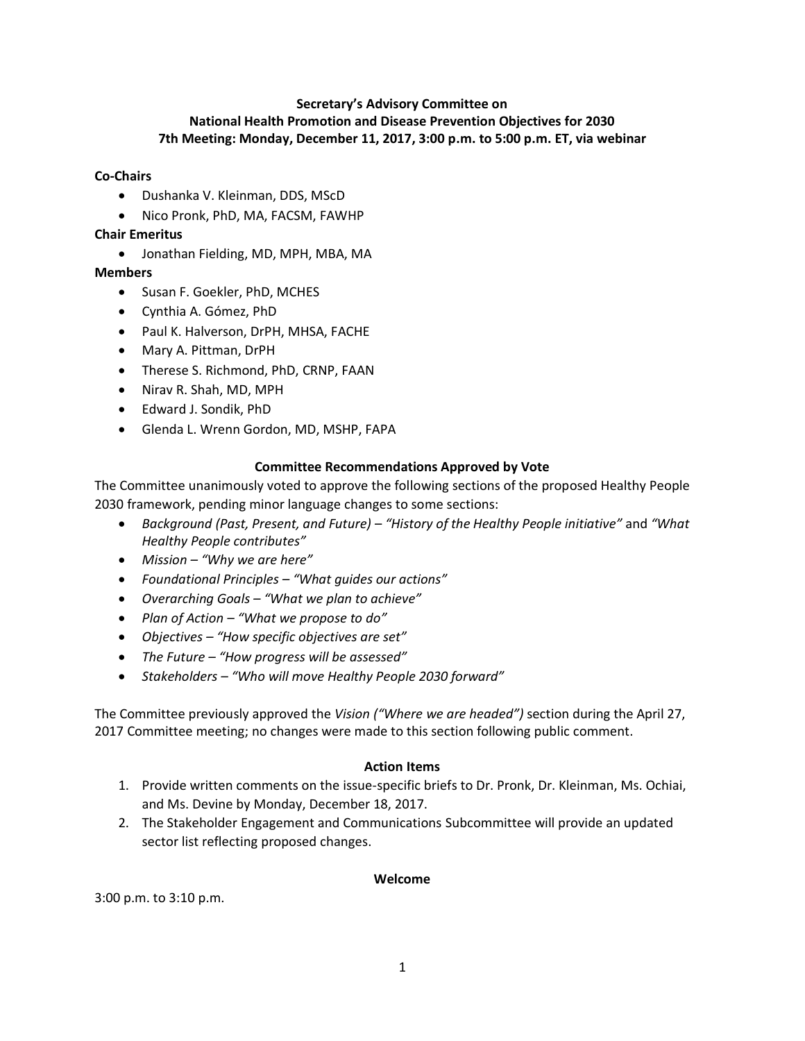# Secretary's Advisory Committee on National Health Promotion and Disease Prevention Objectives for 2030

## 7th Meeting: Monday, December 11, 2017, 3:00 p.m. to 5:00 p.m. ET, via webinar

**Co-Chairs**

- Dushanka V. Kleinman, DDS, MScD
- Nico Pronk, PhD, MA, FACSM, FAWHP

**Chair Emeritus**

- Jonathan Fielding, MD, MPH, MBA, MA

**Members**

- Susan F. Goekler, PhD, MCHES
- Cynthia A. Gómez, PhD
- Paul K. Halverson, DrPH, MHSA, FACHE
- Mary A. Pittman, DrPH
- Therese S. Richmond, PhD, CRNP, FAAN
- Nirav R. Shah, MD, MPH
- Edward J. Sondik, PhD
- Glenda L. Wrenn Gordon, MD, MSHP, FAPA

### Committee Recommendations Approved by Vote

The Committee unanimously voted to approve the following sections of the proposed Healthy People 2030 framework, pending minor language changes to some sections:

- *Background (Past, Present, and Future) – "History of the Healthy People initiative"* and *"What Healthy People contributes"*
- *Mission – "Why we are here"*
- *Foundational Principles – "What guides our actions"*
- *Overarching Goals – "What we plan to achieve"*
- *Plan of Action – "What we propose to do"*
- *Objectives – "How specific objectives are set"*
- *The Future – "How progress will be assessed"*
- *Stakeholders – "Who will move Healthy People 2030 forward"*

The Committee previously approved the *Vision ("Where we are headed")* section during the April 27, 2017 Committee meeting; no changes were made to this section following public comment.

### Action Items

1. Provide written comments on the issue-specific briefs to Dr. Pronk, Dr. Kleinman, Ms. Ochiai, and Ms. Devine by Monday, December 18, 2017.
2. The Stakeholder Engagement and Communications Subcommittee will provide an updated sector list reflecting proposed changes.

### Welcome

3:00 p.m. to 3:10 p.m.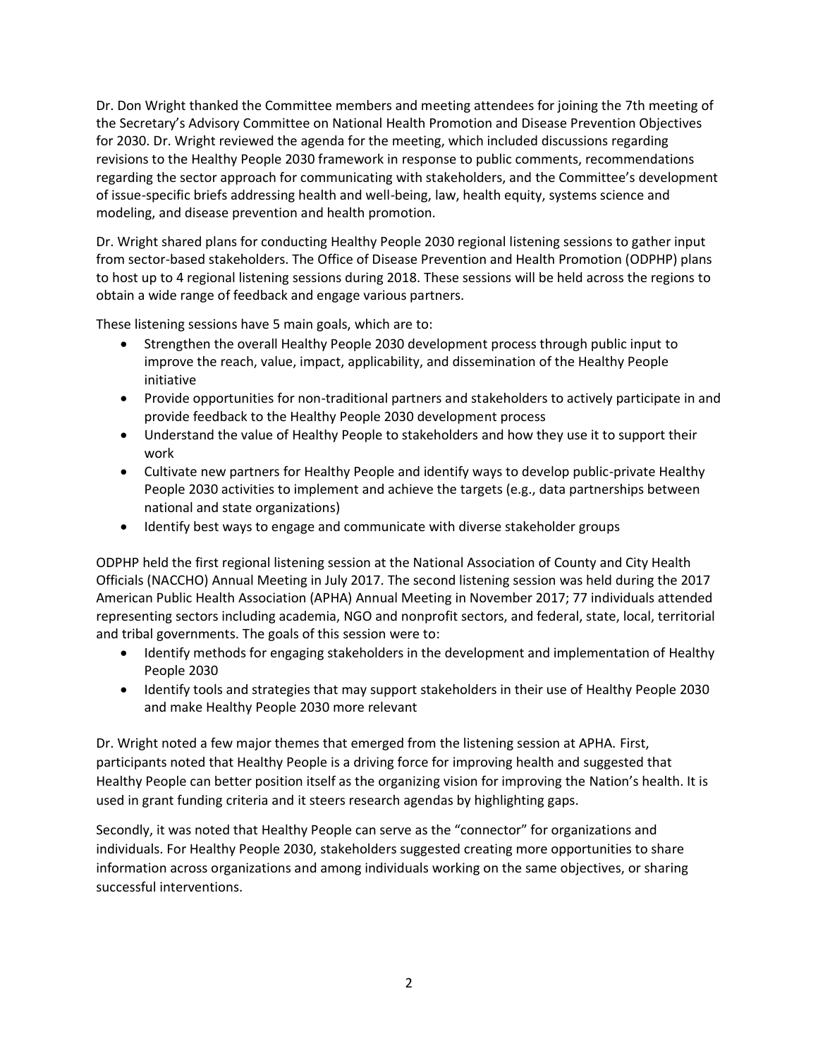Dr. Don Wright thanked the Committee members and meeting attendees for joining the 7th meeting of the Secretary's Advisory Committee on National Health Promotion and Disease Prevention Objectives for 2030. Dr. Wright reviewed the agenda for the meeting, which included discussions regarding revisions to the Healthy People 2030 framework in response to public comments, recommendations regarding the sector approach for communicating with stakeholders, and the Committee's development of issue-specific briefs addressing health and well-being, law, health equity, systems science and modeling, and disease prevention and health promotion.

Dr. Wright shared plans for conducting Healthy People 2030 regional listening sessions to gather input from sector-based stakeholders. The Office of Disease Prevention and Health Promotion (ODPHP) plans to host up to 4 regional listening sessions during 2018. These sessions will be held across the regions to obtain a wide range of feedback and engage various partners.

These listening sessions have 5 main goals, which are to:

- Strengthen the overall Healthy People 2030 development process through public input to improve the reach, value, impact, applicability, and dissemination of the Healthy People initiative
- Provide opportunities for non-traditional partners and stakeholders to actively participate in and provide feedback to the Healthy People 2030 development process
- Understand the value of Healthy People to stakeholders and how they use it to support their work
- Cultivate new partners for Healthy People and identify ways to develop public-private Healthy People 2030 activities to implement and achieve the targets (e.g., data partnerships between national and state organizations)
- Identify best ways to engage and communicate with diverse stakeholder groups

ODPHP held the first regional listening session at the National Association of County and City Health Officials (NACCHO) Annual Meeting in July 2017. The second listening session was held during the 2017 American Public Health Association (APHA) Annual Meeting in November 2017; 77 individuals attended representing sectors including academia, NGO and nonprofit sectors, and federal, state, local, territorial and tribal governments. The goals of this session were to:

- Identify methods for engaging stakeholders in the development and implementation of Healthy People 2030
- Identify tools and strategies that may support stakeholders in their use of Healthy People 2030 and make Healthy People 2030 more relevant

Dr. Wright noted a few major themes that emerged from the listening session at APHA. First, participants noted that Healthy People is a driving force for improving health and suggested that Healthy People can better position itself as the organizing vision for improving the Nation's health. It is used in grant funding criteria and it steers research agendas by highlighting gaps.

Secondly, it was noted that Healthy People can serve as the "connector" for organizations and individuals. For Healthy People 2030, stakeholders suggested creating more opportunities to share information across organizations and among individuals working on the same objectives, or sharing successful interventions.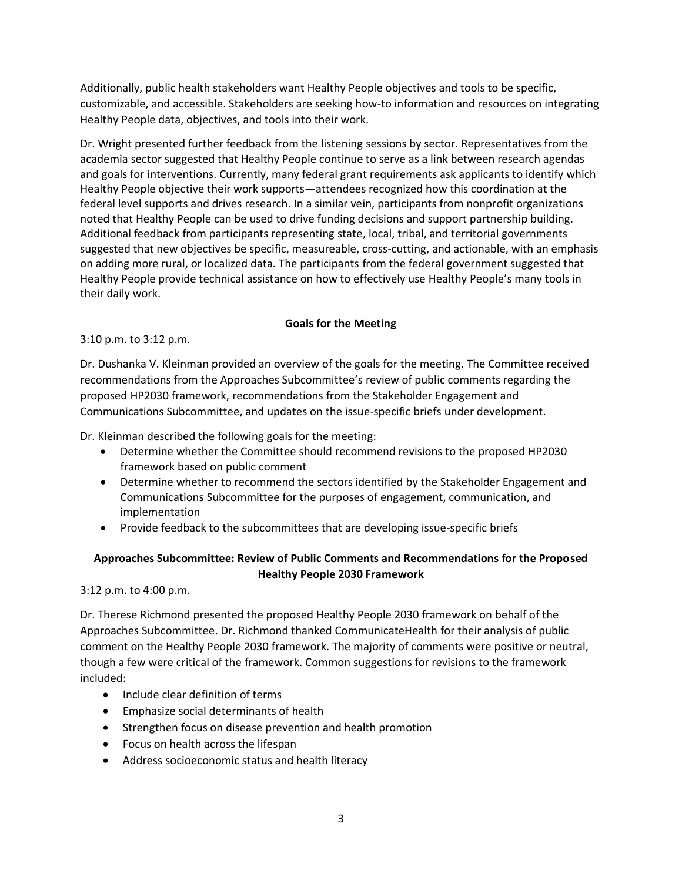Additionally, public health stakeholders want Healthy People objectives and tools to be specific, customizable, and accessible. Stakeholders are seeking how-to information and resources on integrating Healthy People data, objectives, and tools into their work.

Dr. Wright presented further feedback from the listening sessions by sector. Representatives from the academia sector suggested that Healthy People continue to serve as a link between research agendas and goals for interventions. Currently, many federal grant requirements ask applicants to identify which Healthy People objective their work supports—attendees recognized how this coordination at the federal level supports and drives research. In a similar vein, participants from nonprofit organizations noted that Healthy People can be used to drive funding decisions and support partnership building. Additional feedback from participants representing state, local, tribal, and territorial governments suggested that new objectives be specific, measureable, cross-cutting, and actionable, with an emphasis on adding more rural, or localized data. The participants from the federal government suggested that Healthy People provide technical assistance on how to effectively use Healthy People's many tools in their daily work.

**Goals for the Meeting**

3:10 p.m. to 3:12 p.m.

Dr. Dushanka V. Kleinman provided an overview of the goals for the meeting. The Committee received recommendations from the Approaches Subcommittee's review of public comments regarding the proposed HP2030 framework, recommendations from the Stakeholder Engagement and Communications Subcommittee, and updates on the issue-specific briefs under development.

Dr. Kleinman described the following goals for the meeting:

- Determine whether the Committee should recommend revisions to the proposed HP2030 framework based on public comment
- Determine whether to recommend the sectors identified by the Stakeholder Engagement and Communications Subcommittee for the purposes of engagement, communication, and implementation
- Provide feedback to the subcommittees that are developing issue-specific briefs

**Approaches Subcommittee: Review of Public Comments and Recommendations for the Proposed Healthy People 2030 Framework**

3:12 p.m. to 4:00 p.m.

Dr. Therese Richmond presented the proposed Healthy People 2030 framework on behalf of the Approaches Subcommittee. Dr. Richmond thanked CommunicateHealth for their analysis of public comment on the Healthy People 2030 framework. The majority of comments were positive or neutral, though a few were critical of the framework. Common suggestions for revisions to the framework included:

- Include clear definition of terms
- Emphasize social determinants of health
- Strengthen focus on disease prevention and health promotion
- Focus on health across the lifespan
- Address socioeconomic status and health literacy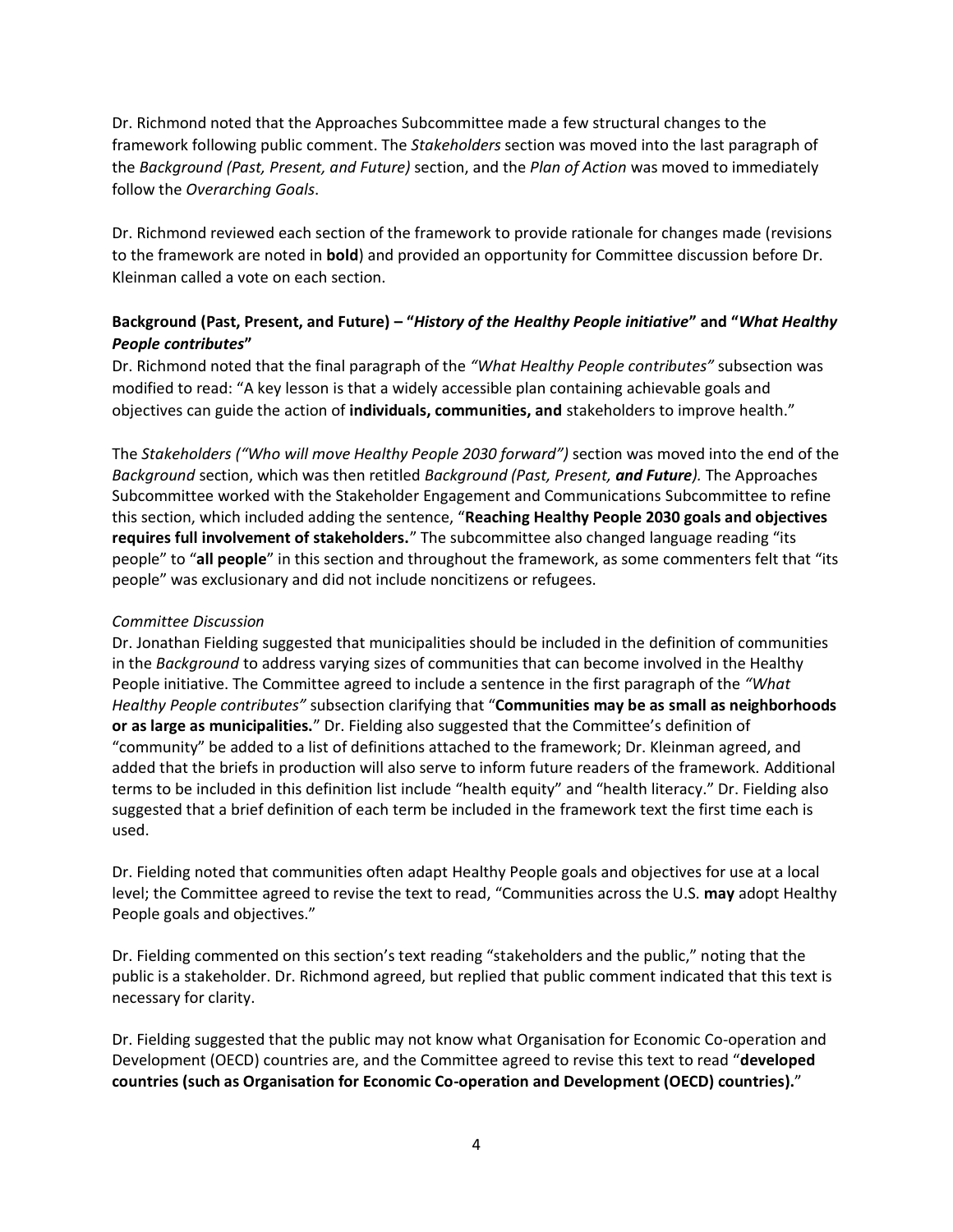Dr. Richmond noted that the Approaches Subcommittee made a few structural changes to the framework following public comment. The *Stakeholders* section was moved into the last paragraph of the *Background (Past, Present, and Future)* section, and the *Plan of Action* was moved to immediately follow the *Overarching Goals*.

Dr. Richmond reviewed each section of the framework to provide rationale for changes made (revisions to the framework are noted in **bold**) and provided an opportunity for Committee discussion before Dr. Kleinman called a vote on each section.

**Background (Past, Present, and Future) – "*History of the Healthy People initiative*" and "*What Healthy People contributes*"**

Dr. Richmond noted that the final paragraph of the *"What Healthy People contributes"* subsection was modified to read: "A key lesson is that a widely accessible plan containing achievable goals and objectives can guide the action of **individuals, communities, and** stakeholders to improve health."

The *Stakeholders ("Who will move Healthy People 2030 forward")* section was moved into the end of the *Background* section, which was then retitled *Background (Past, Present, **and Future**).* The Approaches Subcommittee worked with the Stakeholder Engagement and Communications Subcommittee to refine this section, which included adding the sentence, "**Reaching Healthy People 2030 goals and objectives requires full involvement of stakeholders.**" The subcommittee also changed language reading "its people" to "**all people**" in this section and throughout the framework, as some commenters felt that "its people" was exclusionary and did not include noncitizens or refugees.

*Committee Discussion*

Dr. Jonathan Fielding suggested that municipalities should be included in the definition of communities in the *Background* to address varying sizes of communities that can become involved in the Healthy People initiative. The Committee agreed to include a sentence in the first paragraph of the *"What Healthy People contributes"* subsection clarifying that "**Communities may be as small as neighborhoods or as large as municipalities.**" Dr. Fielding also suggested that the Committee's definition of "community" be added to a list of definitions attached to the framework; Dr. Kleinman agreed, and added that the briefs in production will also serve to inform future readers of the framework. Additional terms to be included in this definition list include "health equity" and "health literacy." Dr. Fielding also suggested that a brief definition of each term be included in the framework text the first time each is used.

Dr. Fielding noted that communities often adapt Healthy People goals and objectives for use at a local level; the Committee agreed to revise the text to read, "Communities across the U.S. **may** adopt Healthy People goals and objectives."

Dr. Fielding commented on this section's text reading "stakeholders and the public," noting that the public is a stakeholder. Dr. Richmond agreed, but replied that public comment indicated that this text is necessary for clarity.

Dr. Fielding suggested that the public may not know what Organisation for Economic Co-operation and Development (OECD) countries are, and the Committee agreed to revise this text to read "**developed countries (such as Organisation for Economic Co-operation and Development (OECD) countries).**"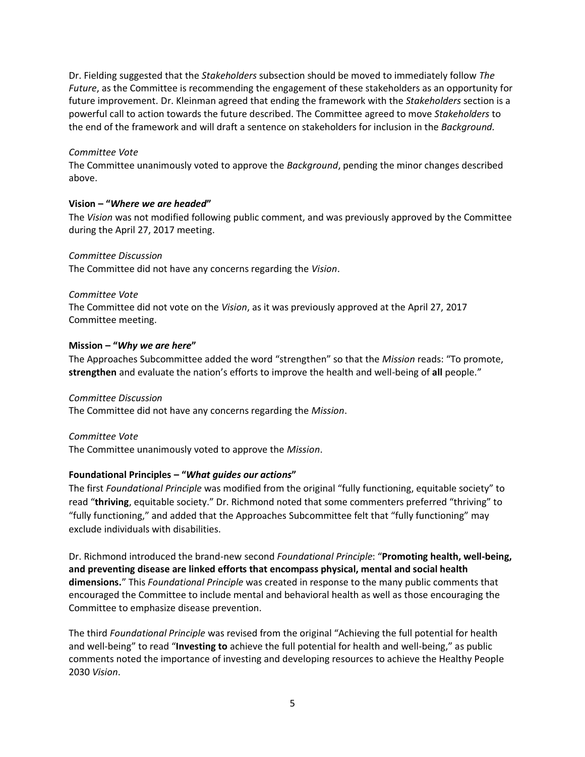Dr. Fielding suggested that the *Stakeholders* subsection should be moved to immediately follow *The Future*, as the Committee is recommending the engagement of these stakeholders as an opportunity for future improvement. Dr. Kleinman agreed that ending the framework with the *Stakeholders* section is a powerful call to action towards the future described. The Committee agreed to move *Stakeholders* to the end of the framework and will draft a sentence on stakeholders for inclusion in the *Background.*

*Committee Vote*

The Committee unanimously voted to approve the *Background*, pending the minor changes described above.

**Vision – "*Where we are headed*"**

The *Vision* was not modified following public comment, and was previously approved by the Committee during the April 27, 2017 meeting.

*Committee Discussion*

The Committee did not have any concerns regarding the *Vision*.

*Committee Vote*

The Committee did not vote on the *Vision*, as it was previously approved at the April 27, 2017 Committee meeting.

**Mission – "*Why we are here*"**

The Approaches Subcommittee added the word "strengthen" so that the *Mission* reads: "To promote, **strengthen** and evaluate the nation's efforts to improve the health and well-being of **all** people."

*Committee Discussion*

The Committee did not have any concerns regarding the *Mission*.

*Committee Vote*

The Committee unanimously voted to approve the *Mission*.

**Foundational Principles – "*What guides our actions*"**

The first *Foundational Principle* was modified from the original "fully functioning, equitable society" to read "**thriving**, equitable society." Dr. Richmond noted that some commenters preferred "thriving" to "fully functioning," and added that the Approaches Subcommittee felt that "fully functioning" may exclude individuals with disabilities.

Dr. Richmond introduced the brand-new second *Foundational Principle*: "**Promoting health, well-being, and preventing disease are linked efforts that encompass physical, mental and social health dimensions.**" This *Foundational Principle* was created in response to the many public comments that encouraged the Committee to include mental and behavioral health as well as those encouraging the Committee to emphasize disease prevention.

The third *Foundational Principle* was revised from the original "Achieving the full potential for health and well-being" to read "**Investing to** achieve the full potential for health and well-being," as public comments noted the importance of investing and developing resources to achieve the Healthy People 2030 *Vision*.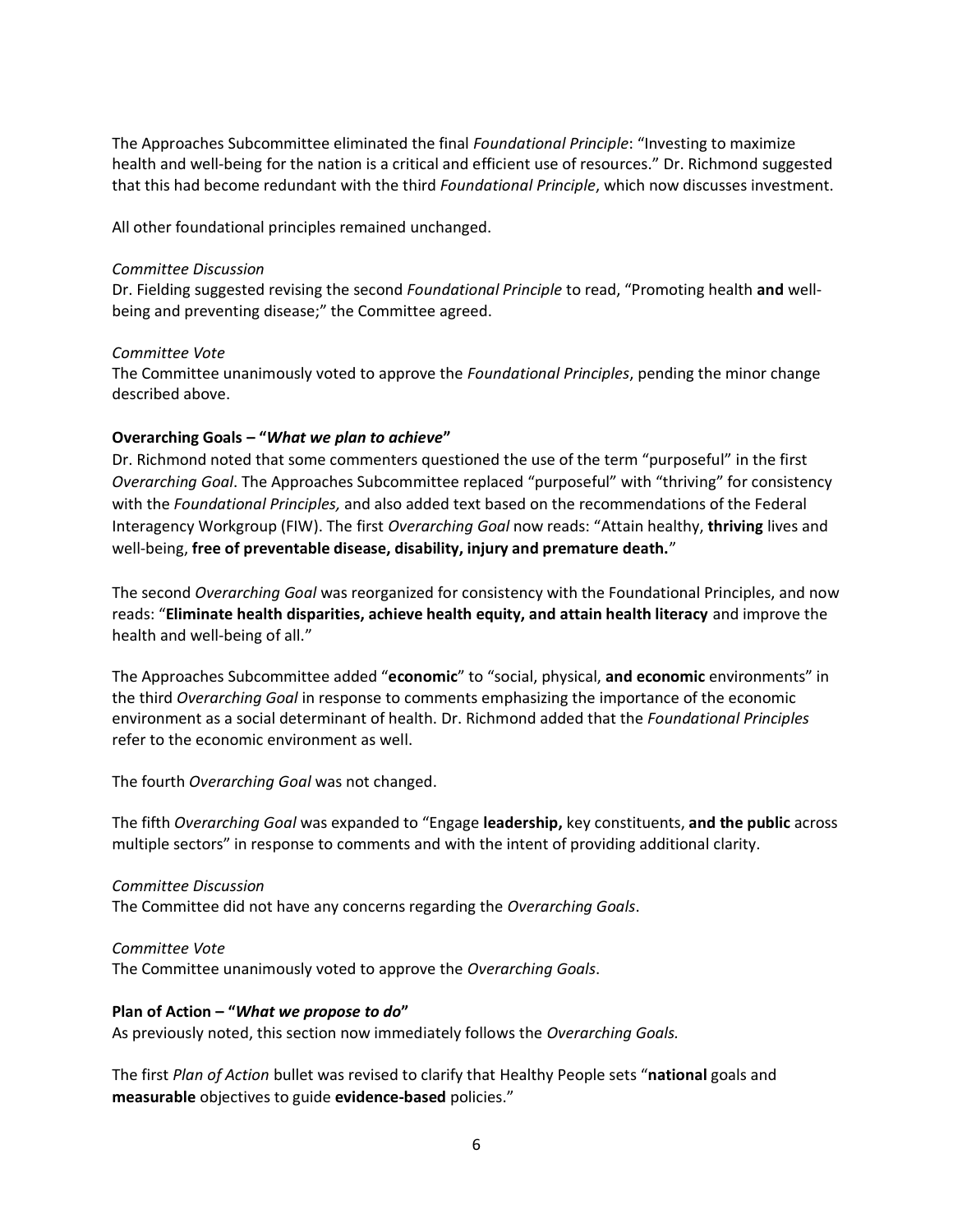The Approaches Subcommittee eliminated the final *Foundational Principle*: "Investing to maximize health and well-being for the nation is a critical and efficient use of resources." Dr. Richmond suggested that this had become redundant with the third *Foundational Principle*, which now discusses investment.

All other foundational principles remained unchanged.

*Committee Discussion*
Dr. Fielding suggested revising the second *Foundational Principle* to read, "Promoting health **and** well-being and preventing disease;" the Committee agreed.

*Committee Vote*
The Committee unanimously voted to approve the *Foundational Principles*, pending the minor change described above.

**Overarching Goals – "*What we plan to achieve*"**
Dr. Richmond noted that some commenters questioned the use of the term "purposeful" in the first *Overarching Goal*. The Approaches Subcommittee replaced "purposeful" with "thriving" for consistency with the *Foundational Principles,* and also added text based on the recommendations of the Federal Interagency Workgroup (FIW). The first *Overarching Goal* now reads: "Attain healthy, **thriving** lives and well-being, **free of preventable disease, disability, injury and premature death.**"

The second *Overarching Goal* was reorganized for consistency with the Foundational Principles, and now reads: "**Eliminate health disparities, achieve health equity, and attain health literacy** and improve the health and well-being of all."

The Approaches Subcommittee added "**economic**" to "social, physical, **and economic** environments" in the third *Overarching Goal* in response to comments emphasizing the importance of the economic environment as a social determinant of health. Dr. Richmond added that the *Foundational Principles* refer to the economic environment as well.

The fourth *Overarching Goal* was not changed.

The fifth *Overarching Goal* was expanded to "Engage **leadership,** key constituents, **and the public** across multiple sectors" in response to comments and with the intent of providing additional clarity.

*Committee Discussion*
The Committee did not have any concerns regarding the *Overarching Goals*.

*Committee Vote*
The Committee unanimously voted to approve the *Overarching Goals*.

**Plan of Action – "*What we propose to do*"**
As previously noted, this section now immediately follows the *Overarching Goals.*

The first *Plan of Action* bullet was revised to clarify that Healthy People sets "**national** goals and **measurable** objectives to guide **evidence-based** policies."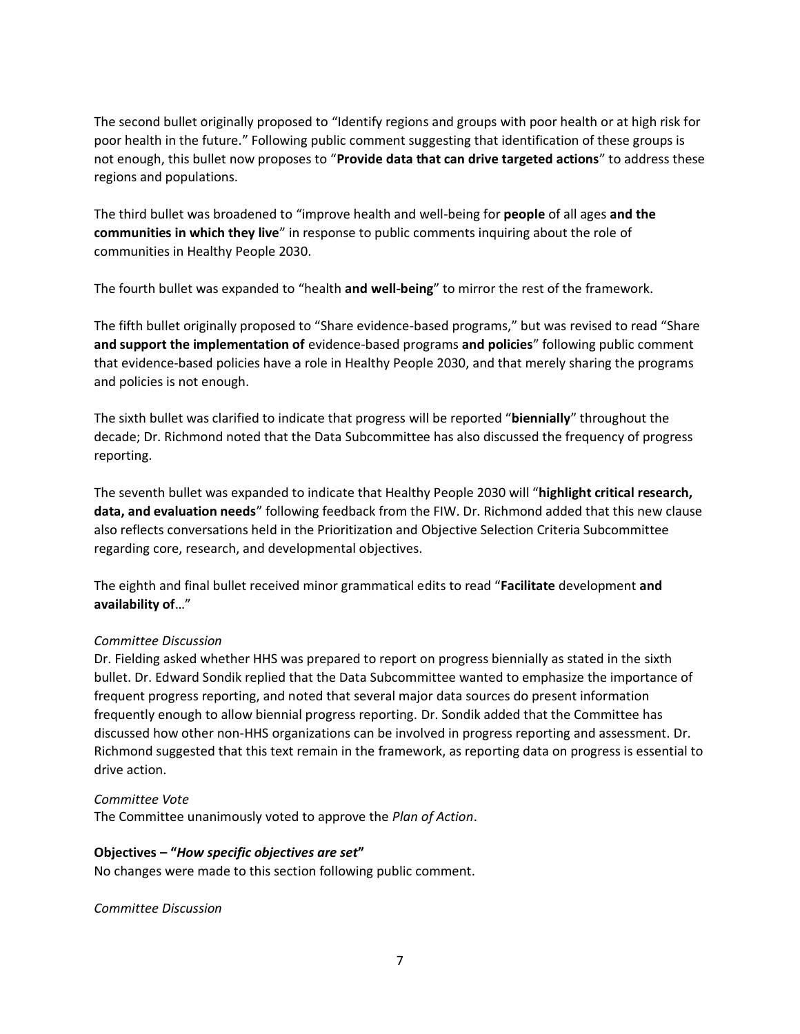The second bullet originally proposed to "Identify regions and groups with poor health or at high risk for poor health in the future." Following public comment suggesting that identification of these groups is not enough, this bullet now proposes to "**Provide data that can drive targeted actions**" to address these regions and populations.

The third bullet was broadened to "improve health and well-being for **people** of all ages **and the communities in which they live**" in response to public comments inquiring about the role of communities in Healthy People 2030.

The fourth bullet was expanded to "health **and well-being**" to mirror the rest of the framework.

The fifth bullet originally proposed to "Share evidence-based programs," but was revised to read "Share **and support the implementation of** evidence-based programs **and policies**" following public comment that evidence-based policies have a role in Healthy People 2030, and that merely sharing the programs and policies is not enough.

The sixth bullet was clarified to indicate that progress will be reported "**biennially**" throughout the decade; Dr. Richmond noted that the Data Subcommittee has also discussed the frequency of progress reporting.

The seventh bullet was expanded to indicate that Healthy People 2030 will "**highlight critical research, data, and evaluation needs**" following feedback from the FIW. Dr. Richmond added that this new clause also reflects conversations held in the Prioritization and Objective Selection Criteria Subcommittee regarding core, research, and developmental objectives.

The eighth and final bullet received minor grammatical edits to read "**Facilitate** development **and availability of**…"

*Committee Discussion*

Dr. Fielding asked whether HHS was prepared to report on progress biennially as stated in the sixth bullet. Dr. Edward Sondik replied that the Data Subcommittee wanted to emphasize the importance of frequent progress reporting, and noted that several major data sources do present information frequently enough to allow biennial progress reporting. Dr. Sondik added that the Committee has discussed how other non-HHS organizations can be involved in progress reporting and assessment. Dr. Richmond suggested that this text remain in the framework, as reporting data on progress is essential to drive action.

*Committee Vote*

The Committee unanimously voted to approve the *Plan of Action*.

**Objectives – "*How specific objectives are set*"**

No changes were made to this section following public comment.

*Committee Discussion*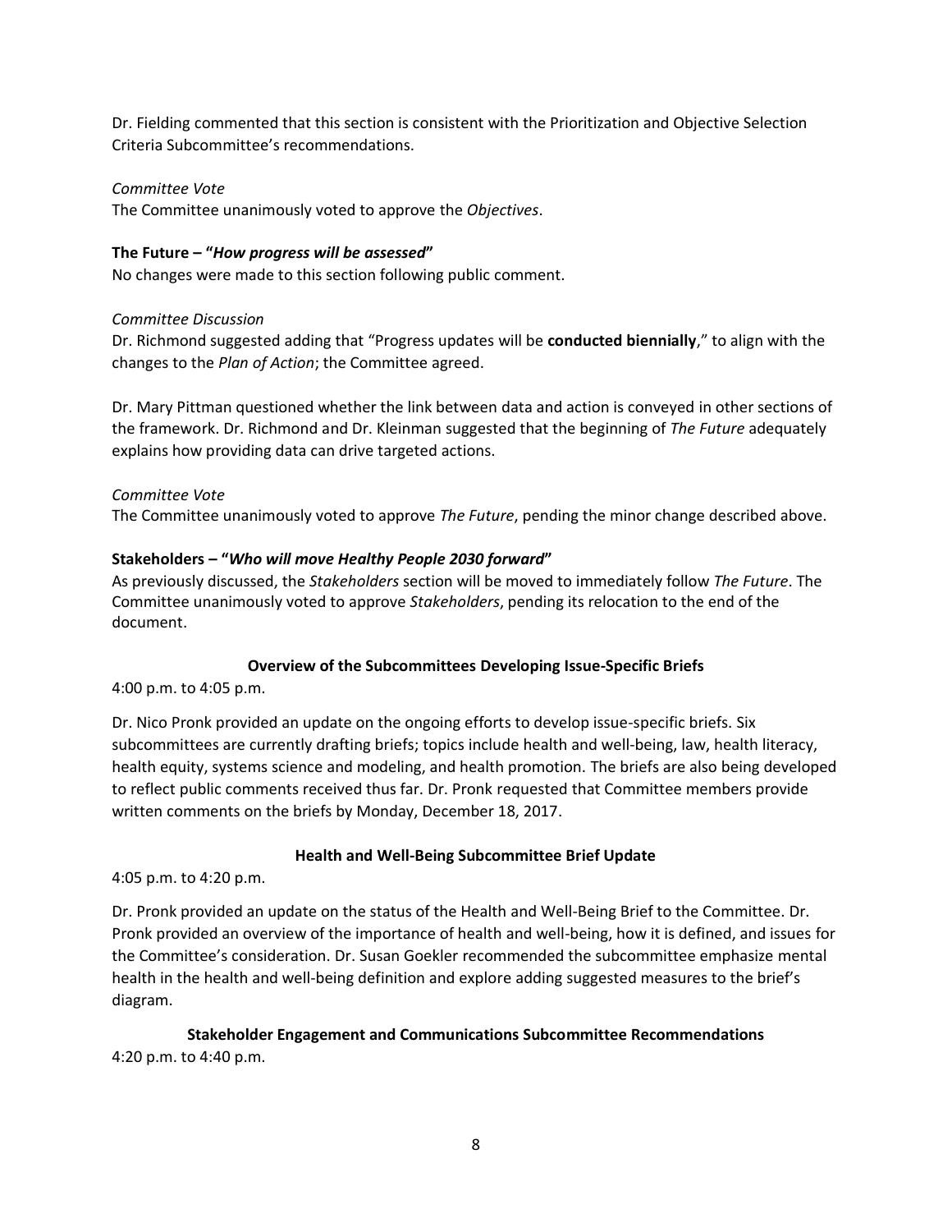Dr. Fielding commented that this section is consistent with the Prioritization and Objective Selection Criteria Subcommittee's recommendations.

*Committee Vote*
The Committee unanimously voted to approve the *Objectives*.

**The Future – "*How progress will be assessed*"**
No changes were made to this section following public comment.

*Committee Discussion*
Dr. Richmond suggested adding that "Progress updates will be **conducted biennially**," to align with the changes to the *Plan of Action*; the Committee agreed.

Dr. Mary Pittman questioned whether the link between data and action is conveyed in other sections of the framework. Dr. Richmond and Dr. Kleinman suggested that the beginning of *The Future* adequately explains how providing data can drive targeted actions.

*Committee Vote*
The Committee unanimously voted to approve *The Future*, pending the minor change described above.

**Stakeholders – "*Who will move Healthy People 2030 forward*"**
As previously discussed, the *Stakeholders* section will be moved to immediately follow *The Future*. The Committee unanimously voted to approve *Stakeholders*, pending its relocation to the end of the document.

### Overview of the Subcommittees Developing Issue-Specific Briefs

4:00 p.m. to 4:05 p.m.

Dr. Nico Pronk provided an update on the ongoing efforts to develop issue-specific briefs. Six subcommittees are currently drafting briefs; topics include health and well-being, law, health literacy, health equity, systems science and modeling, and health promotion. The briefs are also being developed to reflect public comments received thus far. Dr. Pronk requested that Committee members provide written comments on the briefs by Monday, December 18, 2017.

### Health and Well-Being Subcommittee Brief Update

4:05 p.m. to 4:20 p.m.

Dr. Pronk provided an update on the status of the Health and Well-Being Brief to the Committee. Dr. Pronk provided an overview of the importance of health and well-being, how it is defined, and issues for the Committee's consideration. Dr. Susan Goekler recommended the subcommittee emphasize mental health in the health and well-being definition and explore adding suggested measures to the brief's diagram.

### Stakeholder Engagement and Communications Subcommittee Recommendations

4:20 p.m. to 4:40 p.m.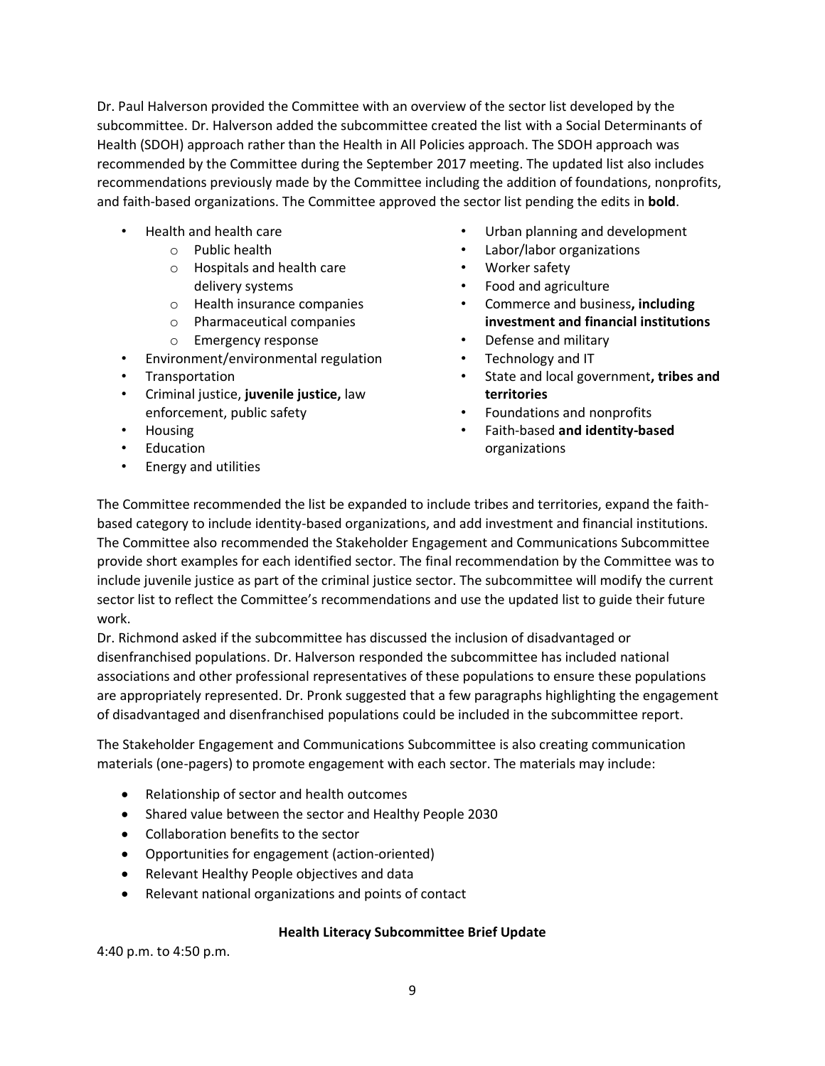Dr. Paul Halverson provided the Committee with an overview of the sector list developed by the subcommittee. Dr. Halverson added the subcommittee created the list with a Social Determinants of Health (SDOH) approach rather than the Health in All Policies approach. The SDOH approach was recommended by the Committee during the September 2017 meeting. The updated list also includes recommendations previously made by the Committee including the addition of foundations, nonprofits, and faith-based organizations. The Committee approved the sector list pending the edits in **bold**.

- Health and health care
  - Public health
  - Hospitals and health care delivery systems
  - Health insurance companies
  - Pharmaceutical companies
  - Emergency response
- Environment/environmental regulation
- Transportation
- Criminal justice, **juvenile justice,** law enforcement, public safety
- Housing
- Education
- Energy and utilities
- Urban planning and development
- Labor/labor organizations
- Worker safety
- Food and agriculture
- Commerce and business**, including investment and financial institutions**
- Defense and military
- Technology and IT
- State and local government**, tribes and territories**
- Foundations and nonprofits
- Faith-based **and identity-based** organizations

The Committee recommended the list be expanded to include tribes and territories, expand the faith-based category to include identity-based organizations, and add investment and financial institutions. The Committee also recommended the Stakeholder Engagement and Communications Subcommittee provide short examples for each identified sector. The final recommendation by the Committee was to include juvenile justice as part of the criminal justice sector. The subcommittee will modify the current sector list to reflect the Committee's recommendations and use the updated list to guide their future work.

Dr. Richmond asked if the subcommittee has discussed the inclusion of disadvantaged or disenfranchised populations. Dr. Halverson responded the subcommittee has included national associations and other professional representatives of these populations to ensure these populations are appropriately represented. Dr. Pronk suggested that a few paragraphs highlighting the engagement of disadvantaged and disenfranchised populations could be included in the subcommittee report.

The Stakeholder Engagement and Communications Subcommittee is also creating communication materials (one-pagers) to promote engagement with each sector. The materials may include:

- Relationship of sector and health outcomes
- Shared value between the sector and Healthy People 2030
- Collaboration benefits to the sector
- Opportunities for engagement (action-oriented)
- Relevant Healthy People objectives and data
- Relevant national organizations and points of contact

**Health Literacy Subcommittee Brief Update**

4:40 p.m. to 4:50 p.m.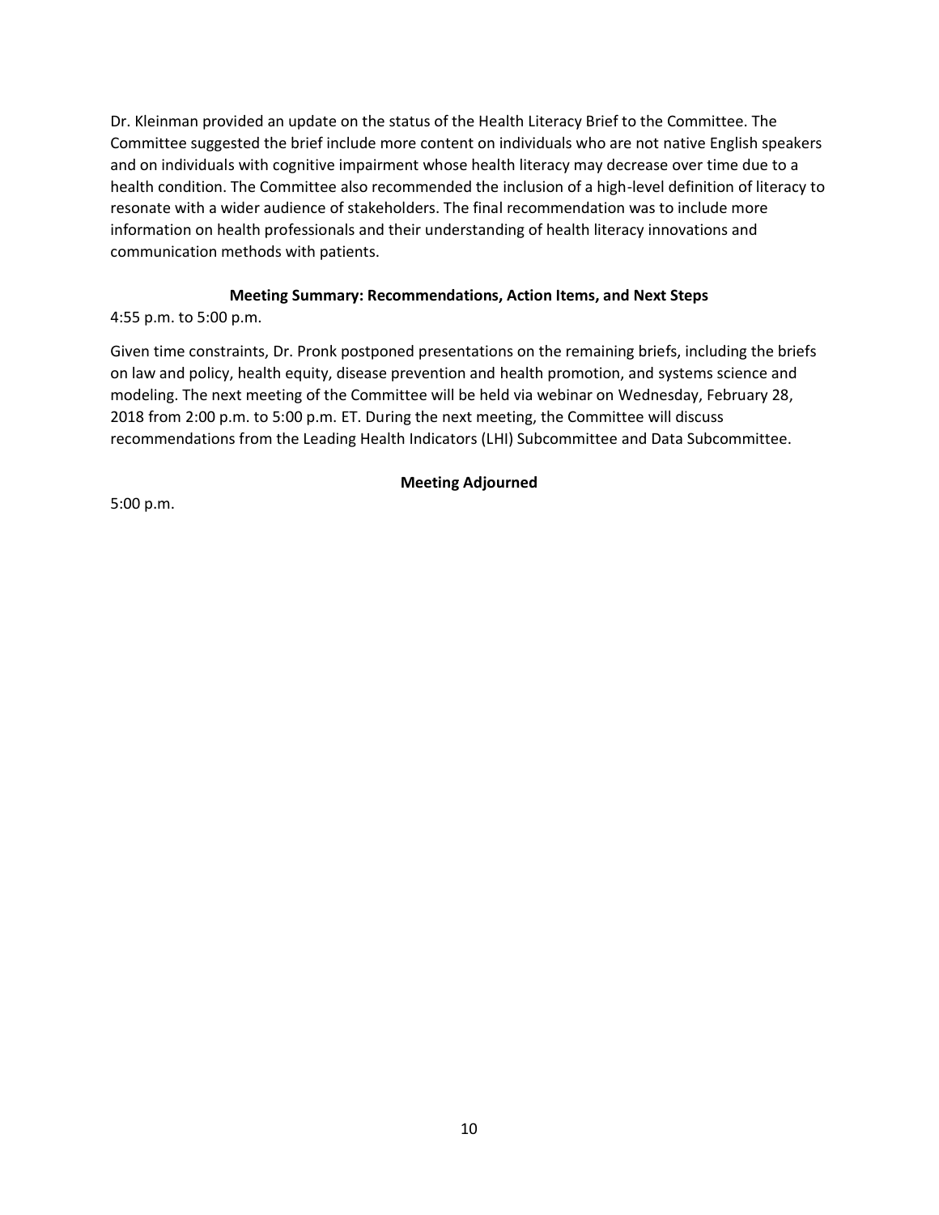Dr. Kleinman provided an update on the status of the Health Literacy Brief to the Committee. The Committee suggested the brief include more content on individuals who are not native English speakers and on individuals with cognitive impairment whose health literacy may decrease over time due to a health condition. The Committee also recommended the inclusion of a high-level definition of literacy to resonate with a wider audience of stakeholders. The final recommendation was to include more information on health professionals and their understanding of health literacy innovations and communication methods with patients.

**Meeting Summary: Recommendations, Action Items, and Next Steps**

4:55 p.m. to 5:00 p.m.

Given time constraints, Dr. Pronk postponed presentations on the remaining briefs, including the briefs on law and policy, health equity, disease prevention and health promotion, and systems science and modeling. The next meeting of the Committee will be held via webinar on Wednesday, February 28, 2018 from 2:00 p.m. to 5:00 p.m. ET. During the next meeting, the Committee will discuss recommendations from the Leading Health Indicators (LHI) Subcommittee and Data Subcommittee.

**Meeting Adjourned**

5:00 p.m.